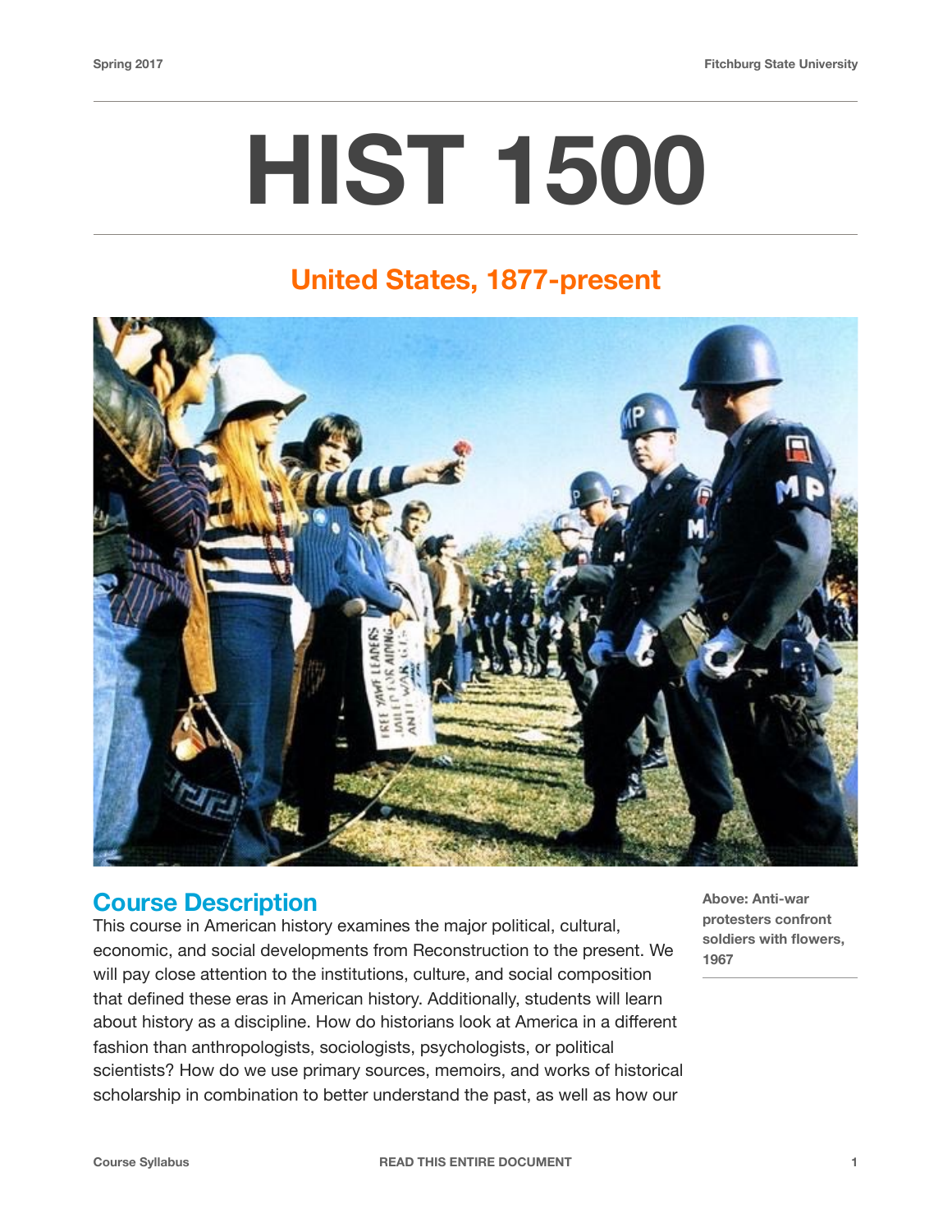# HIST 1500

## United States, 1877-present

Above: Anti-war protesters confront soldiers with flowers, 1967

## Course Description

This course in American history examines the major political, cultural, economic, and social developments from Reconstruction to the present. We will pay close attention to the institutions, culture, and social composition that defined these eras in American history. Additionally, students will learn about history as a discipline. How do historians look at America in a different fashion than anthropologists, sociologists, psychologists, or political scientists? How do we use primary sources, memoirs, and works of historical scholarship in combination to better understand the past, as well as how our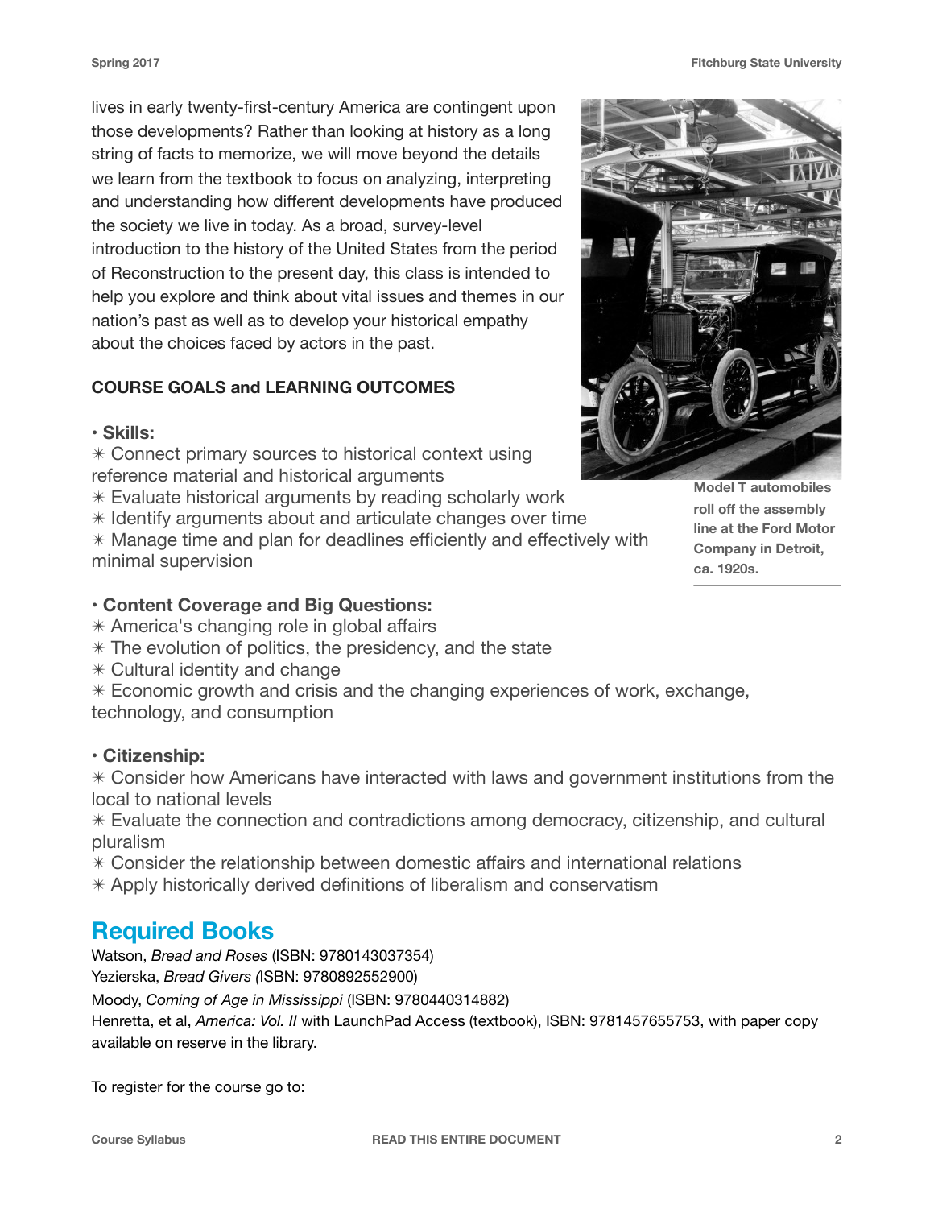lives in early twenty-first-century America are contingent upon those developments? Rather than looking at history as a long string of facts to memorize, we will move beyond the details we learn from the textbook to focus on analyzing, interpreting and understanding how different developments have produced the society we live in today. As a broad, survey-level introduction to the history of the United States from the period of Reconstruction to the present day, this class is intended to help you explore and think about vital issues and themes in our nation's past as well as to develop your historical empathy about the choices faced by actors in the past.

**Model T automobiles roll off the assembly line at the Ford Motor Company in Detroit, ca. 1920s.**

**COURSE GOALS and LEARNING OUTCOMES**

• **Skills:**

✳ Connect primary sources to historical context using reference material and historical arguments
✳ Evaluate historical arguments by reading scholarly work
✳ Identify arguments about and articulate changes over time
✳ Manage time and plan for deadlines efficiently and effectively with minimal supervision

• **Content Coverage and Big Questions:**

✳ America's changing role in global affairs
✳ The evolution of politics, the presidency, and the state
✳ Cultural identity and change
✳ Economic growth and crisis and the changing experiences of work, exchange, technology, and consumption

• **Citizenship:**

✳ Consider how Americans have interacted with laws and government institutions from the local to national levels
✳ Evaluate the connection and contradictions among democracy, citizenship, and cultural pluralism
✳ Consider the relationship between domestic affairs and international relations
✳ Apply historically derived definitions of liberalism and conservatism

## Required Books

Watson, *Bread and Roses* (ISBN: 9780143037354)
Yezierska, *Bread Givers* (ISBN: 9780892552900)
Moody, *Coming of Age in Mississippi* (ISBN: 9780440314882)
Henretta, et al, *America: Vol. II* with LaunchPad Access (textbook), ISBN: 9781457655753, with paper copy available on reserve in the library.

To register for the course go to: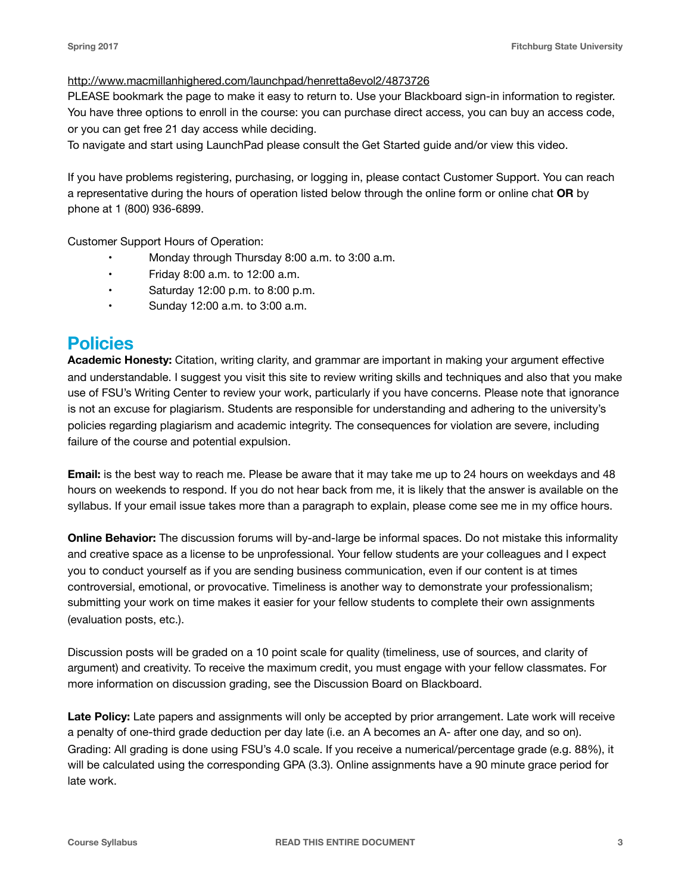http://www.macmillanhighered.com/launchpad/henretta8evol2/4873726
PLEASE bookmark the page to make it easy to return to. Use your Blackboard sign-in information to register. You have three options to enroll in the course: you can purchase direct access, you can buy an access code, or you can get free 21 day access while deciding.
To navigate and start using LaunchPad please consult the Get Started guide and/or view this video.

If you have problems registering, purchasing, or logging in, please contact Customer Support. You can reach a representative during the hours of operation listed below through the online form or online chat **OR** by phone at 1 (800) 936-6899.

Customer Support Hours of Operation:

- Monday through Thursday 8:00 a.m. to 3:00 a.m.
- Friday 8:00 a.m. to 12:00 a.m.
- Saturday 12:00 p.m. to 8:00 p.m.
- Sunday 12:00 a.m. to 3:00 a.m.

## Policies

**Academic Honesty:** Citation, writing clarity, and grammar are important in making your argument effective and understandable. I suggest you visit this site to review writing skills and techniques and also that you make use of FSU's Writing Center to review your work, particularly if you have concerns. Please note that ignorance is not an excuse for plagiarism. Students are responsible for understanding and adhering to the university's policies regarding plagiarism and academic integrity. The consequences for violation are severe, including failure of the course and potential expulsion.

**Email:** is the best way to reach me. Please be aware that it may take me up to 24 hours on weekdays and 48 hours on weekends to respond. If you do not hear back from me, it is likely that the answer is available on the syllabus. If your email issue takes more than a paragraph to explain, please come see me in my office hours.

**Online Behavior:** The discussion forums will by-and-large be informal spaces. Do not mistake this informality and creative space as a license to be unprofessional. Your fellow students are your colleagues and I expect you to conduct yourself as if you are sending business communication, even if our content is at times controversial, emotional, or provocative. Timeliness is another way to demonstrate your professionalism; submitting your work on time makes it easier for your fellow students to complete their own assignments (evaluation posts, etc.).

Discussion posts will be graded on a 10 point scale for quality (timeliness, use of sources, and clarity of argument) and creativity. To receive the maximum credit, you must engage with your fellow classmates. For more information on discussion grading, see the Discussion Board on Blackboard.

**Late Policy:** Late papers and assignments will only be accepted by prior arrangement. Late work will receive a penalty of one-third grade deduction per day late (i.e. an A becomes an A- after one day, and so on).
Grading: All grading is done using FSU's 4.0 scale. If you receive a numerical/percentage grade (e.g. 88%), it will be calculated using the corresponding GPA (3.3). Online assignments have a 90 minute grace period for late work.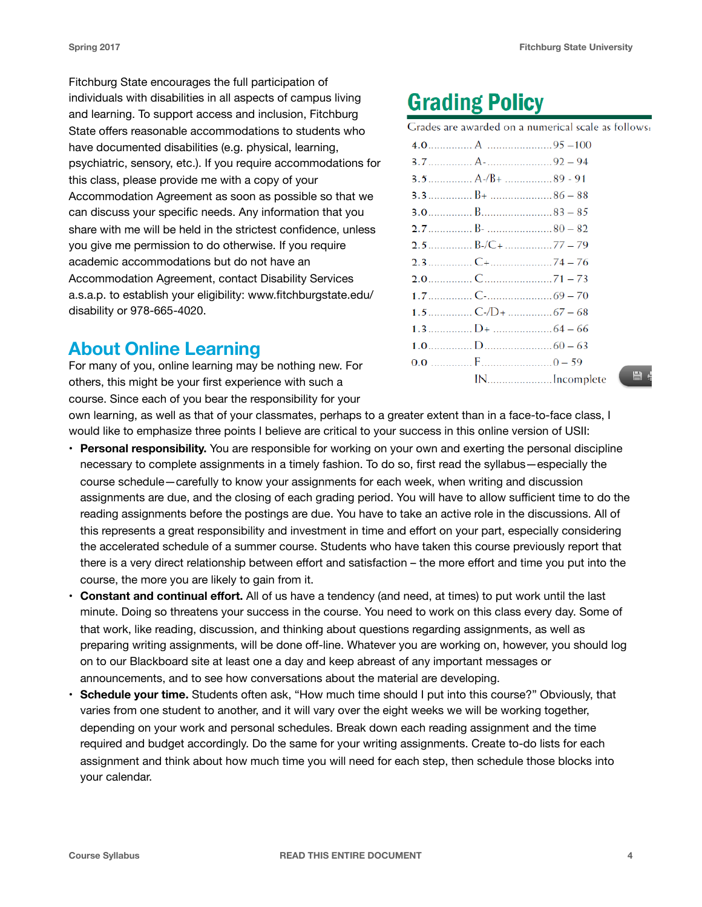Fitchburg State encourages the full participation of individuals with disabilities in all aspects of campus living and learning. To support access and inclusion, Fitchburg State offers reasonable accommodations to students who have documented disabilities (e.g. physical, learning, psychiatric, sensory, etc.). If you require accommodations for this class, please provide me with a copy of your Accommodation Agreement as soon as possible so that we can discuss your specific needs. Any information that you share with me will be held in the strictest confidence, unless you give me permission to do otherwise. If you require academic accommodations but do not have an Accommodation Agreement, contact Disability Services a.s.a.p. to establish your eligibility: www.fitchburgstate.edu/disability or 978-665-4020.

## Grading Policy

Grades are awarded on a numerical scale as follows:

| Points | Grade | Range |
|---|---|---|
| 4.0 | A | 95 – 100 |
| 3.7 | A- | 92 – 94 |
| 3.5 | A-/B+ | 89 - 91 |
| 3.3 | B+ | 86 – 88 |
| 3.0 | B | 83 – 85 |
| 2.7 | B- | 80 – 82 |
| 2.5 | B-/C+ | 77 – 79 |
| 2.3 | C+ | 74 – 76 |
| 2.0 | C | 71 – 73 |
| 1.7 | C- | 69 – 70 |
| 1.5 | C-/D+ | 67 – 68 |
| 1.3 | D+ | 64 – 66 |
| 1.0 | D | 60 – 63 |
| 0.0 | F | 0 – 59 |
| | IN | Incomplete |

## About Online Learning

For many of you, online learning may be nothing new. For others, this might be your first experience with such a course. Since each of you bear the responsibility for your own learning, as well as that of your classmates, perhaps to a greater extent than in a face-to-face class, I would like to emphasize three points I believe are critical to your success in this online version of USII:

- **Personal responsibility.** You are responsible for working on your own and exerting the personal discipline necessary to complete assignments in a timely fashion. To do so, first read the syllabus—especially the course schedule—carefully to know your assignments for each week, when writing and discussion assignments are due, and the closing of each grading period. You will have to allow sufficient time to do the reading assignments before the postings are due. You have to take an active role in the discussions. All of this represents a great responsibility and investment in time and effort on your part, especially considering the accelerated schedule of a summer course. Students who have taken this course previously report that there is a very direct relationship between effort and satisfaction – the more effort and time you put into the course, the more you are likely to gain from it.
- **Constant and continual effort.** All of us have a tendency (and need, at times) to put work until the last minute. Doing so threatens your success in the course. You need to work on this class every day. Some of that work, like reading, discussion, and thinking about questions regarding assignments, as well as preparing writing assignments, will be done off-line. Whatever you are working on, however, you should log on to our Blackboard site at least one a day and keep abreast of any important messages or announcements, and to see how conversations about the material are developing.
- **Schedule your time.** Students often ask, "How much time should I put into this course?" Obviously, that varies from one student to another, and it will vary over the eight weeks we will be working together, depending on your work and personal schedules. Break down each reading assignment and the time required and budget accordingly. Do the same for your writing assignments. Create to-do lists for each assignment and think about how much time you will need for each step, then schedule those blocks into your calendar.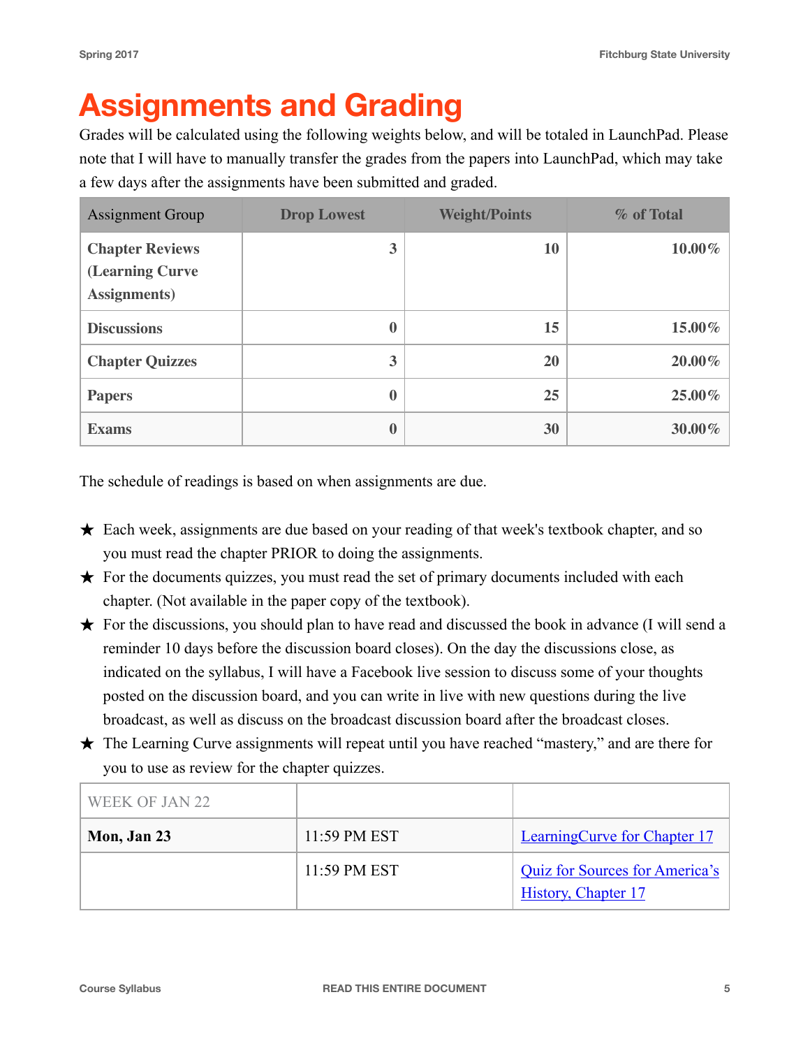# Assignments and Grading

Grades will be calculated using the following weights below, and will be totaled in LaunchPad. Please note that I will have to manually transfer the grades from the papers into LaunchPad, which may take a few days after the assignments have been submitted and graded.

| Assignment Group | Drop Lowest | Weight/Points | % of Total |
|---|---|---|---|
| **Chapter Reviews (Learning Curve Assignments)** | **3** | **10** | **10.00%** |
| **Discussions** | **0** | **15** | **15.00%** |
| **Chapter Quizzes** | **3** | **20** | **20.00%** |
| **Papers** | **0** | **25** | **25.00%** |
| **Exams** | **0** | **30** | **30.00%** |

The schedule of readings is based on when assignments are due.

- ★ Each week, assignments are due based on your reading of that week's textbook chapter, and so you must read the chapter PRIOR to doing the assignments.
- ★ For the documents quizzes, you must read the set of primary documents included with each chapter. (Not available in the paper copy of the textbook).
- ★ For the discussions, you should plan to have read and discussed the book in advance (I will send a reminder 10 days before the discussion board closes). On the day the discussions close, as indicated on the syllabus, I will have a Facebook live session to discuss some of your thoughts posted on the discussion board, and you can write in live with new questions during the live broadcast, as well as discuss on the broadcast discussion board after the broadcast closes.
- ★ The Learning Curve assignments will repeat until you have reached "mastery," and are there for you to use as review for the chapter quizzes.

| WEEK OF JAN 22 | | |
|---|---|---|
| **Mon, Jan 23** | 11:59 PM EST | LearningCurve for Chapter 17 |
| | 11:59 PM EST | Quiz for Sources for America's History, Chapter 17 |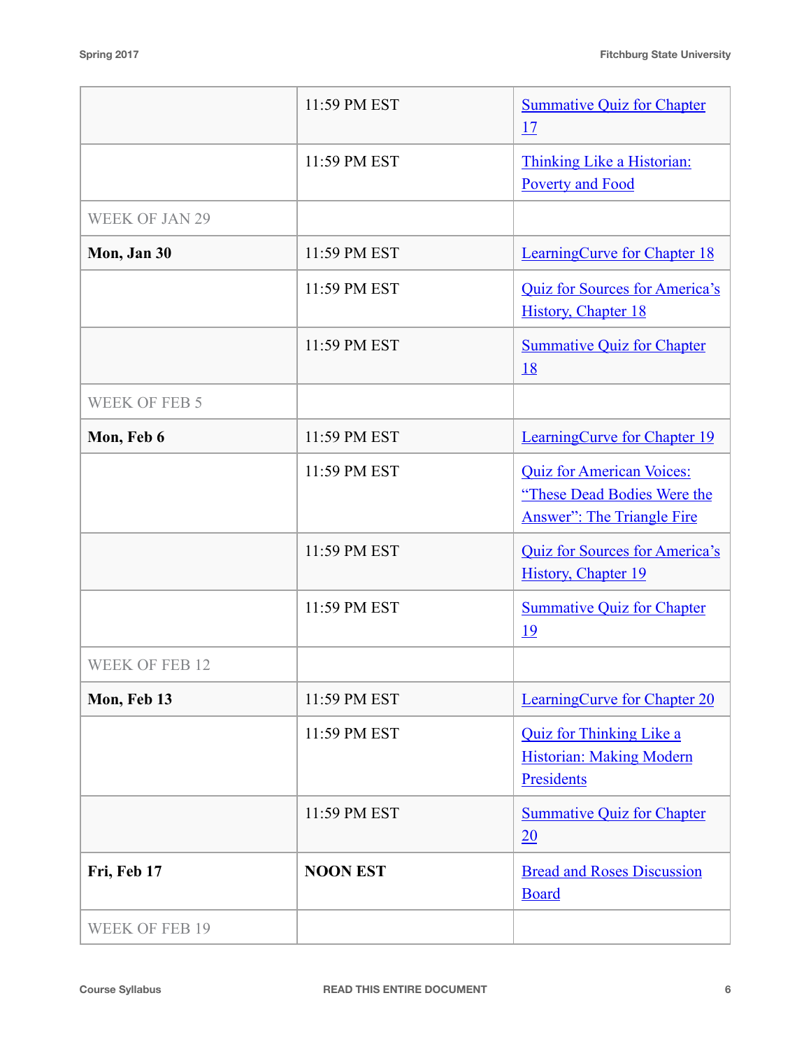| | | |
|---|---|---|
| | 11:59 PM EST | Summative Quiz for Chapter 17 |
| | 11:59 PM EST | Thinking Like a Historian: Poverty and Food |
| WEEK OF JAN 29 | | |
| **Mon, Jan 30** | 11:59 PM EST | LearningCurve for Chapter 18 |
| | 11:59 PM EST | Quiz for Sources for America's History, Chapter 18 |
| | 11:59 PM EST | Summative Quiz for Chapter 18 |
| WEEK OF FEB 5 | | |
| **Mon, Feb 6** | 11:59 PM EST | LearningCurve for Chapter 19 |
| | 11:59 PM EST | Quiz for American Voices: "These Dead Bodies Were the Answer": The Triangle Fire |
| | 11:59 PM EST | Quiz for Sources for America's History, Chapter 19 |
| | 11:59 PM EST | Summative Quiz for Chapter 19 |
| WEEK OF FEB 12 | | |
| **Mon, Feb 13** | 11:59 PM EST | LearningCurve for Chapter 20 |
| | 11:59 PM EST | Quiz for Thinking Like a Historian: Making Modern Presidents |
| | 11:59 PM EST | Summative Quiz for Chapter 20 |
| **Fri, Feb 17** | **NOON EST** | Bread and Roses Discussion Board |
| WEEK OF FEB 19 | | |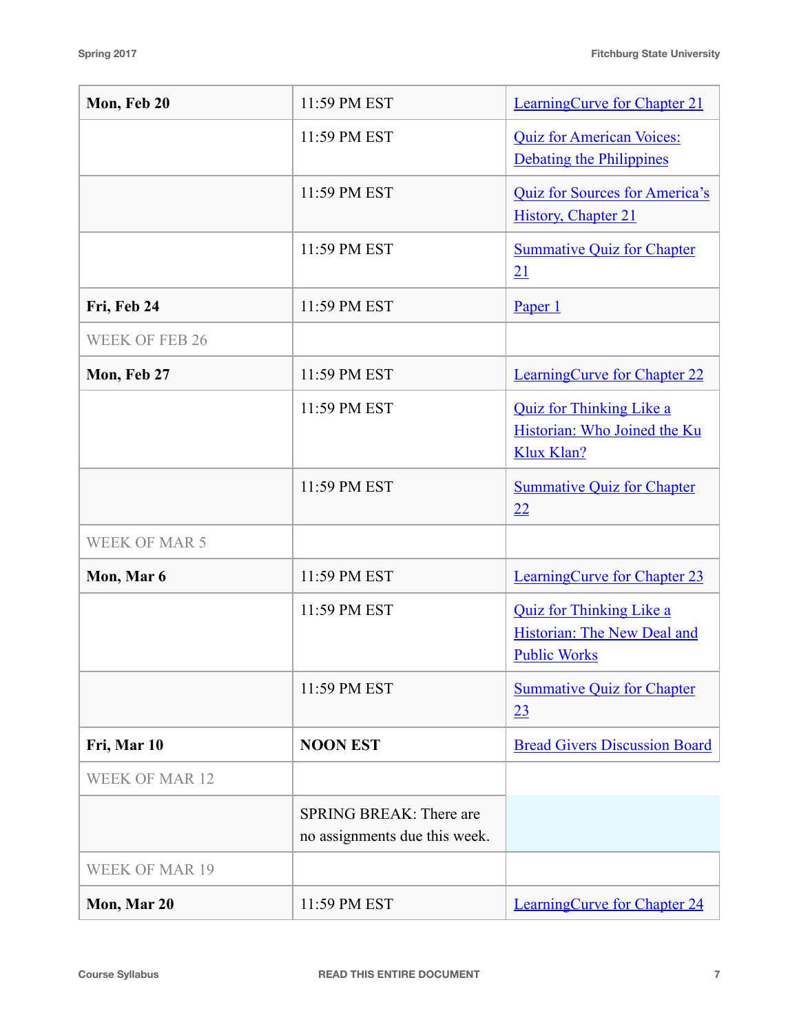| | | |
|---|---|---|
| **Mon, Feb 20** | 11:59 PM EST | LearningCurve for Chapter 21 |
| | 11:59 PM EST | Quiz for American Voices: Debating the Philippines |
| | 11:59 PM EST | Quiz for Sources for America's History, Chapter 21 |
| | 11:59 PM EST | Summative Quiz for Chapter 21 |
| **Fri, Feb 24** | 11:59 PM EST | Paper 1 |
| WEEK OF FEB 26 | | |
| **Mon, Feb 27** | 11:59 PM EST | LearningCurve for Chapter 22 |
| | 11:59 PM EST | Quiz for Thinking Like a Historian: Who Joined the Ku Klux Klan? |
| | 11:59 PM EST | Summative Quiz for Chapter 22 |
| WEEK OF MAR 5 | | |
| **Mon, Mar 6** | 11:59 PM EST | LearningCurve for Chapter 23 |
| | 11:59 PM EST | Quiz for Thinking Like a Historian: The New Deal and Public Works |
| | 11:59 PM EST | Summative Quiz for Chapter 23 |
| **Fri, Mar 10** | **NOON EST** | Bread Givers Discussion Board |
| WEEK OF MAR 12 | | |
| | SPRING BREAK: There are no assignments due this week. | |
| WEEK OF MAR 19 | | |
| **Mon, Mar 20** | 11:59 PM EST | LearningCurve for Chapter 24 |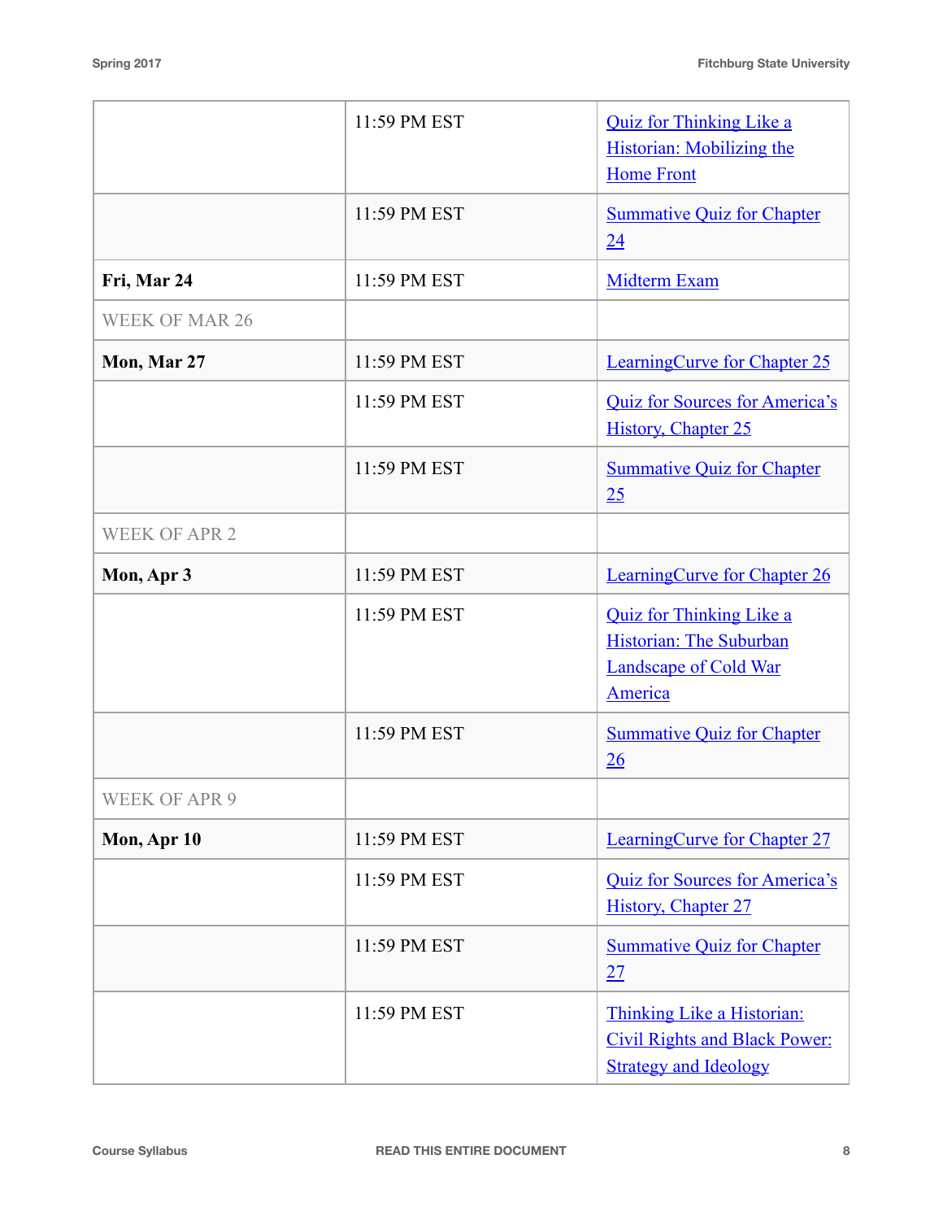| | | |
|---|---|---|
| | 11:59 PM EST | Quiz for Thinking Like a Historian: Mobilizing the Home Front |
| | 11:59 PM EST | Summative Quiz for Chapter 24 |
| **Fri, Mar 24** | 11:59 PM EST | Midterm Exam |
| WEEK OF MAR 26 | | |
| **Mon, Mar 27** | 11:59 PM EST | LearningCurve for Chapter 25 |
| | 11:59 PM EST | Quiz for Sources for America's History, Chapter 25 |
| | 11:59 PM EST | Summative Quiz for Chapter 25 |
| WEEK OF APR 2 | | |
| **Mon, Apr 3** | 11:59 PM EST | LearningCurve for Chapter 26 |
| | 11:59 PM EST | Quiz for Thinking Like a Historian: The Suburban Landscape of Cold War America |
| | 11:59 PM EST | Summative Quiz for Chapter 26 |
| WEEK OF APR 9 | | |
| **Mon, Apr 10** | 11:59 PM EST | LearningCurve for Chapter 27 |
| | 11:59 PM EST | Quiz for Sources for America's History, Chapter 27 |
| | 11:59 PM EST | Summative Quiz for Chapter 27 |
| | 11:59 PM EST | Thinking Like a Historian: Civil Rights and Black Power: Strategy and Ideology |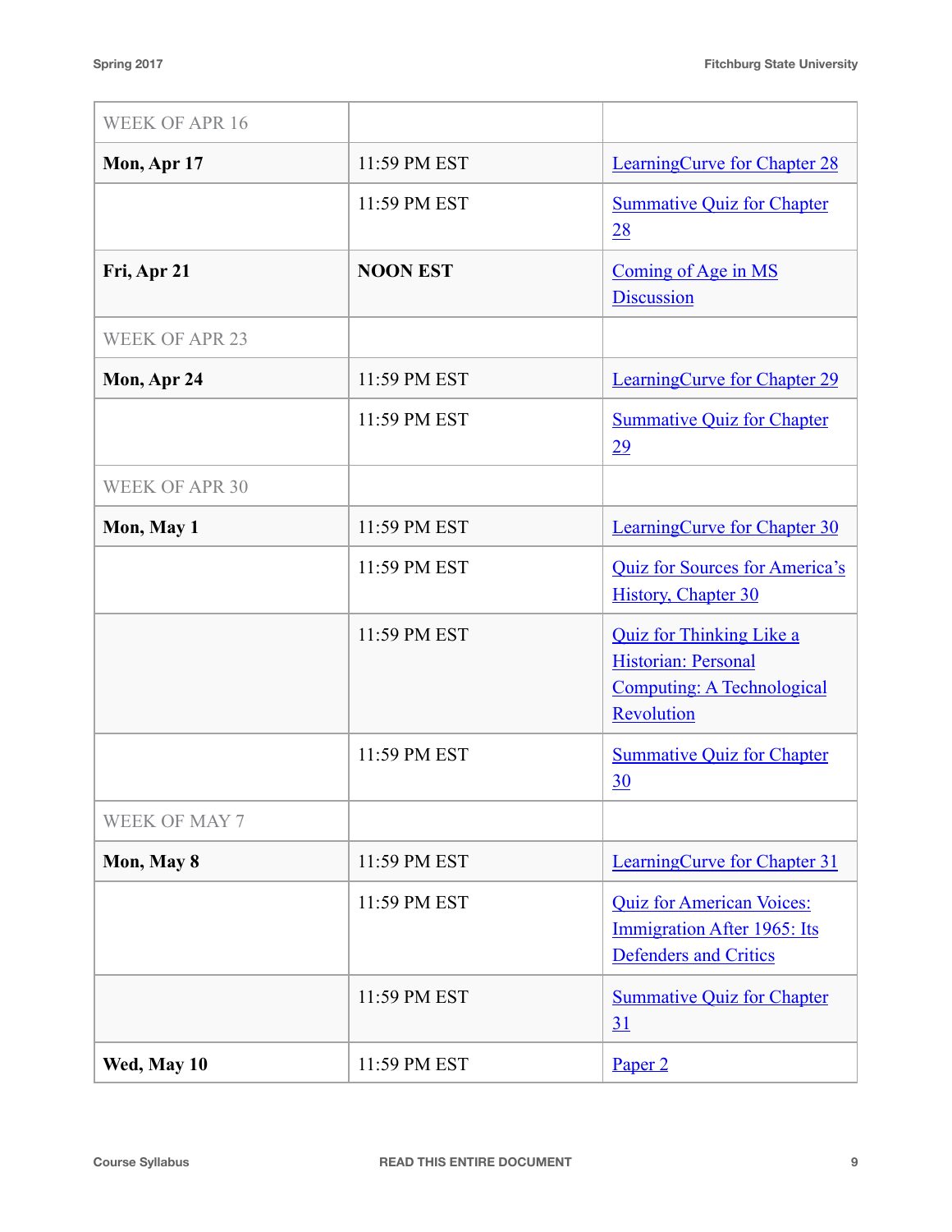| WEEK OF APR 16 | | |
|---|---|---|
| **Mon, Apr 17** | 11:59 PM EST | LearningCurve for Chapter 28 |
| | 11:59 PM EST | Summative Quiz for Chapter 28 |
| **Fri, Apr 21** | **NOON EST** | Coming of Age in MS Discussion |
| WEEK OF APR 23 | | |
| **Mon, Apr 24** | 11:59 PM EST | LearningCurve for Chapter 29 |
| | 11:59 PM EST | Summative Quiz for Chapter 29 |
| WEEK OF APR 30 | | |
| **Mon, May 1** | 11:59 PM EST | LearningCurve for Chapter 30 |
| | 11:59 PM EST | Quiz for Sources for America's History, Chapter 30 |
| | 11:59 PM EST | Quiz for Thinking Like a Historian: Personal Computing: A Technological Revolution |
| | 11:59 PM EST | Summative Quiz for Chapter 30 |
| WEEK OF MAY 7 | | |
| **Mon, May 8** | 11:59 PM EST | LearningCurve for Chapter 31 |
| | 11:59 PM EST | Quiz for American Voices: Immigration After 1965: Its Defenders and Critics |
| | 11:59 PM EST | Summative Quiz for Chapter 31 |
| **Wed, May 10** | 11:59 PM EST | Paper 2 |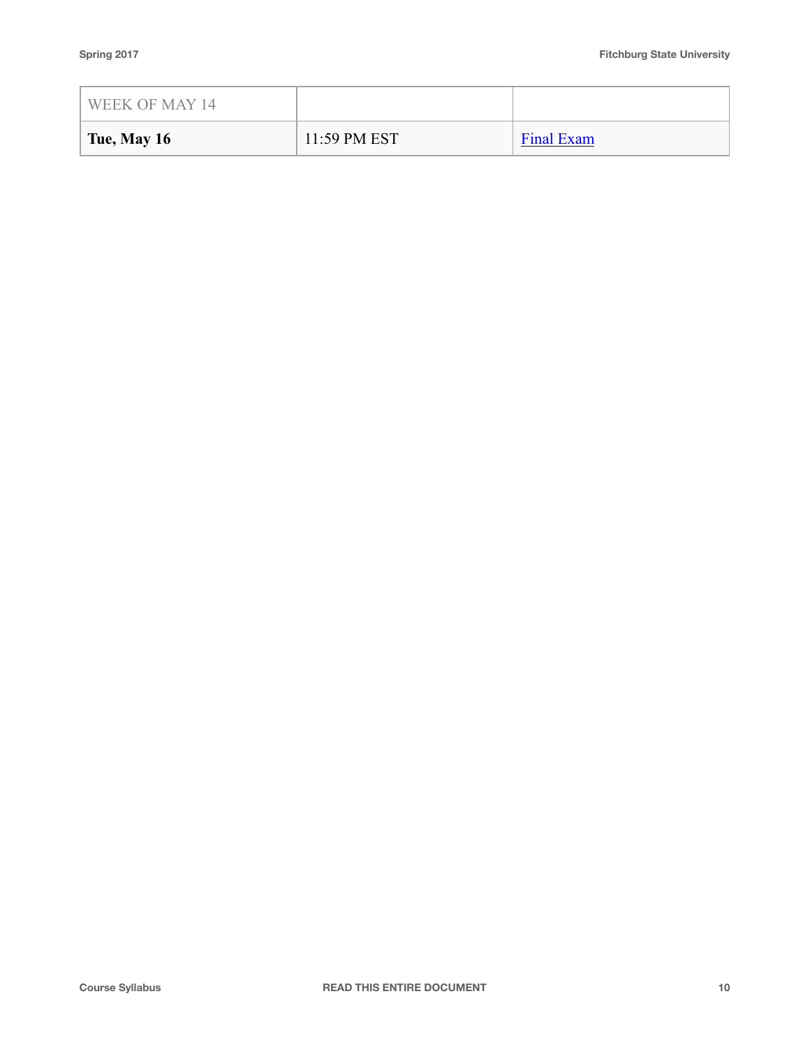| | | |
|---|---|---|
| WEEK OF MAY 14 | | |
| **Tue, May 16** | 11:59 PM EST | Final Exam |